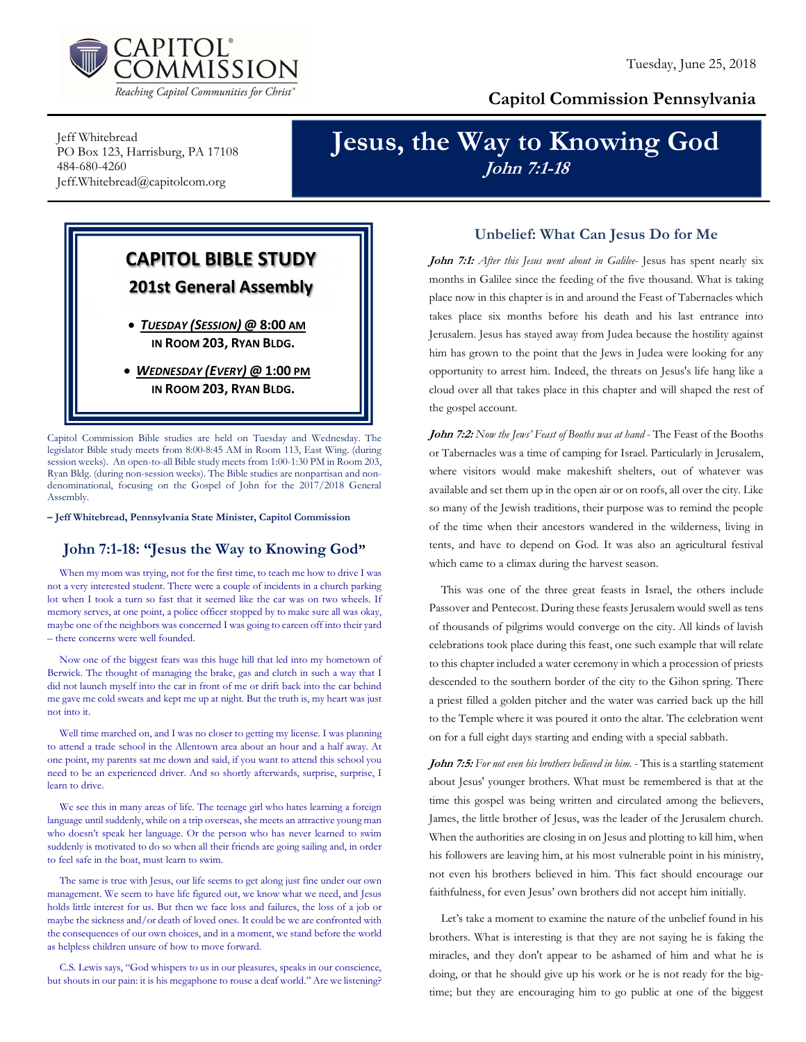Tuesday, June 25, 2018

**Capitol Commission Pennsylvania**

Jeff Whitebread
PO Box 123, Harrisburg, PA 17108
484-680-4260
Jeff.Whitebread@capitolcom.org

# Jesus, the Way to Knowing God

## *John 7:1-18*

**CAPITOL BIBLE STUDY**

**201st General Assembly**

- ***TUESDAY (SESSION)* @ 8:00 AM IN ROOM 203, RYAN BLDG.**
- ***WEDNESDAY (EVERY)* @ 1:00 PM IN ROOM 203, RYAN BLDG.**

Capitol Commission Bible studies are held on Tuesday and Wednesday. The legislator Bible study meets from 8:00-8:45 AM in Room 113, East Wing. (during session weeks). An open-to-all Bible study meets from 1:00-1:30 PM in Room 203, Ryan Bldg. (during non-session weeks). The Bible studies are nonpartisan and non-denominational, focusing on the Gospel of John for the 2017/2018 General Assembly.

**– Jeff Whitebread, Pennsylvania State Minister, Capitol Commission**

## John 7:1-18: "Jesus the Way to Knowing God"

When my mom was trying, not for the first time, to teach me how to drive I was not a very interested student. There were a couple of incidents in a church parking lot when I took a turn so fast that it seemed like the car was on two wheels. If memory serves, at one point, a police officer stopped by to make sure all was okay, maybe one of the neighbors was concerned I was going to careen off into their yard – there concerns were well founded.

Now one of the biggest fears was this huge hill that led into my hometown of Berwick. The thought of managing the brake, gas and clutch in such a way that I did not launch myself into the car in front of me or drift back into the car behind me gave me cold sweats and kept me up at night. But the truth is, my heart was just not into it.

Well time marched on, and I was no closer to getting my license. I was planning to attend a trade school in the Allentown area about an hour and a half away. At one point, my parents sat me down and said, if you want to attend this school you need to be an experienced driver. And so shortly afterwards, surprise, surprise, I learn to drive.

We see this in many areas of life. The teenage girl who hates learning a foreign language until suddenly, while on a trip overseas, she meets an attractive young man who doesn't speak her language. Or the person who has never learned to swim suddenly is motivated to do so when all their friends are going sailing and, in order to feel safe in the boat, must learn to swim.

The same is true with Jesus, our life seems to get along just fine under our own management. We seem to have life figured out, we know what we need, and Jesus holds little interest for us. But then we face loss and failures, the loss of a job or maybe the sickness and/or death of loved ones. It could be we are confronted with the consequences of our own choices, and in a moment, we stand before the world as helpless children unsure of how to move forward.

C.S. Lewis says, "God whispers to us in our pleasures, speaks in our conscience, but shouts in our pain: it is his megaphone to rouse a deaf world." Are we listening?

## Unbelief: What Can Jesus Do for Me

***John 7:1:*** *After this Jesus went about in Galilee-* Jesus has spent nearly six months in Galilee since the feeding of the five thousand. What is taking place now in this chapter is in and around the Feast of Tabernacles which takes place six months before his death and his last entrance into Jerusalem. Jesus has stayed away from Judea because the hostility against him has grown to the point that the Jews in Judea were looking for any opportunity to arrest him. Indeed, the threats on Jesus's life hang like a cloud over all that takes place in this chapter and will shaped the rest of the gospel account.

***John 7:2:*** *Now the Jews' Feast of Booths was at hand -* The Feast of the Booths or Tabernacles was a time of camping for Israel. Particularly in Jerusalem, where visitors would make makeshift shelters, out of whatever was available and set them up in the open air or on roofs, all over the city. Like so many of the Jewish traditions, their purpose was to remind the people of the time when their ancestors wandered in the wilderness, living in tents, and have to depend on God. It was also an agricultural festival which came to a climax during the harvest season.

This was one of the three great feasts in Israel, the others include Passover and Pentecost. During these feasts Jerusalem would swell as tens of thousands of pilgrims would converge on the city. All kinds of lavish celebrations took place during this feast, one such example that will relate to this chapter included a water ceremony in which a procession of priests descended to the southern border of the city to the Gihon spring. There a priest filled a golden pitcher and the water was carried back up the hill to the Temple where it was poured it onto the altar. The celebration went on for a full eight days starting and ending with a special sabbath.

***John 7:5:*** *For not even his brothers believed in him. -* This is a startling statement about Jesus' younger brothers. What must be remembered is that at the time this gospel was being written and circulated among the believers, James, the little brother of Jesus, was the leader of the Jerusalem church. When the authorities are closing in on Jesus and plotting to kill him, when his followers are leaving him, at his most vulnerable point in his ministry, not even his brothers believed in him. This fact should encourage our faithfulness, for even Jesus' own brothers did not accept him initially.

Let's take a moment to examine the nature of the unbelief found in his brothers. What is interesting is that they are not saying he is faking the miracles, and they don't appear to be ashamed of him and what he is doing, or that he should give up his work or he is not ready for the big-time; but they are encouraging him to go public at one of the biggest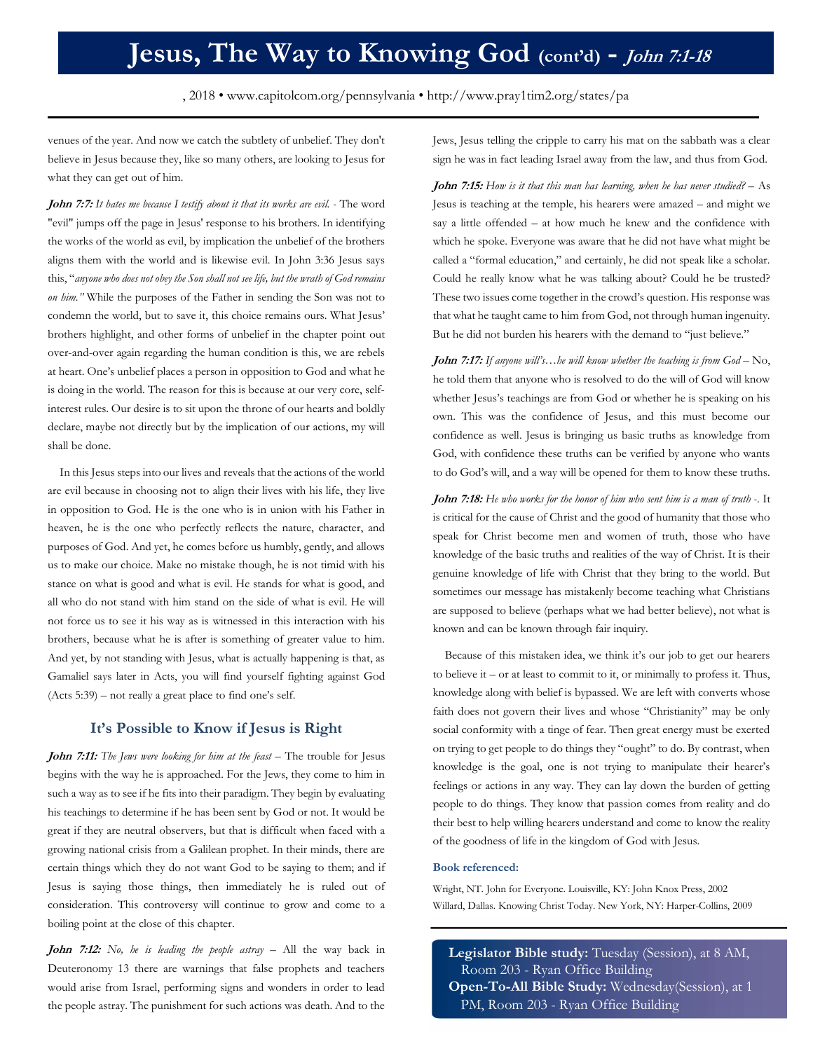venues of the year. And now we catch the subtlety of unbelief. They don't believe in Jesus because they, like so many others, are looking to Jesus for what they can get out of him.

***John 7:7:*** *It hates me because I testify about it that its works are evil.* - The word "evil" jumps off the page in Jesus' response to his brothers. In identifying the works of the world as evil, by implication the unbelief of the brothers aligns them with the world and is likewise evil. In John 3:36 Jesus says this, "*anyone who does not obey the Son shall not see life, but the wrath of God remains on him.*" While the purposes of the Father in sending the Son was not to condemn the world, but to save it, this choice remains ours. What Jesus' brothers highlight, and other forms of unbelief in the chapter point out over-and-over again regarding the human condition is this, we are rebels at heart. One's unbelief places a person in opposition to God and what he is doing in the world. The reason for this is because at our very core, self-interest rules. Our desire is to sit upon the throne of our hearts and boldly declare, maybe not directly but by the implication of our actions, my will shall be done.

In this Jesus steps into our lives and reveals that the actions of the world are evil because in choosing not to align their lives with his life, they live in opposition to God. He is the one who is in union with his Father in heaven, he is the one who perfectly reflects the nature, character, and purposes of God. And yet, he comes before us humbly, gently, and allows us to make our choice. Make no mistake though, he is not timid with his stance on what is good and what is evil. He stands for what is good, and all who do not stand with him stand on the side of what is evil. He will not force us to see it his way as is witnessed in this interaction with his brothers, because what he is after is something of greater value to him. And yet, by not standing with Jesus, what is actually happening is that, as Gamaliel says later in Acts, you will find yourself fighting against God (Acts 5:39) – not really a great place to find one's self.

## It's Possible to Know if Jesus is Right

***John 7:11:*** *The Jews were looking for him at the feast* – The trouble for Jesus begins with the way he is approached. For the Jews, they come to him in such a way as to see if he fits into their paradigm. They begin by evaluating his teachings to determine if he has been sent by God or not. It would be great if they are neutral observers, but that is difficult when faced with a growing national crisis from a Galilean prophet. In their minds, there are certain things which they do not want God to be saying to them; and if Jesus is saying those things, then immediately he is ruled out of consideration. This controversy will continue to grow and come to a boiling point at the close of this chapter.

***John 7:12:*** *No, he is leading the people astray* – All the way back in Deuteronomy 13 there are warnings that false prophets and teachers would arise from Israel, performing signs and wonders in order to lead the people astray. The punishment for such actions was death. And to the Jews, Jesus telling the cripple to carry his mat on the sabbath was a clear sign he was in fact leading Israel away from the law, and thus from God.

***John 7:15:*** *How is it that this man has learning, when he has never studied?* – As Jesus is teaching at the temple, his hearers were amazed – and might we say a little offended – at how much he knew and the confidence with which he spoke. Everyone was aware that he did not have what might be called a "formal education," and certainly, he did not speak like a scholar. Could he really know what he was talking about? Could he be trusted? These two issues come together in the crowd's question. His response was that what he taught came to him from God, not through human ingenuity. But he did not burden his hearers with the demand to "just believe."

***John 7:17:*** *If anyone will's…he will know whether the teaching is from God* – No, he told them that anyone who is resolved to do the will of God will know whether Jesus's teachings are from God or whether he is speaking on his own. This was the confidence of Jesus, and this must become our confidence as well. Jesus is bringing us basic truths as knowledge from God, with confidence these truths can be verified by anyone who wants to do God's will, and a way will be opened for them to know these truths.

***John 7:18:*** *He who works for the honor of him who sent him is a man of truth* -. It is critical for the cause of Christ and the good of humanity that those who speak for Christ become men and women of truth, those who have knowledge of the basic truths and realities of the way of Christ. It is their genuine knowledge of life with Christ that they bring to the world. But sometimes our message has mistakenly become teaching what Christians are supposed to believe (perhaps what we had better believe), not what is known and can be known through fair inquiry.

Because of this mistaken idea, we think it's our job to get our hearers to believe it – or at least to commit to it, or minimally to profess it. Thus, knowledge along with belief is bypassed. We are left with converts whose faith does not govern their lives and whose "Christianity" may be only social conformity with a tinge of fear. Then great energy must be exerted on trying to get people to do things they "ought" to do. By contrast, when knowledge is the goal, one is not trying to manipulate their hearer's feelings or actions in any way. They can lay down the burden of getting people to do things. They know that passion comes from reality and do their best to help willing hearers understand and come to know the reality of the goodness of life in the kingdom of God with Jesus.

**Book referenced:**

Wright, NT. John for Everyone. Louisville, KY: John Knox Press, 2002

Willard, Dallas. Knowing Christ Today. New York, NY: Harper-Collins, 2009

**Legislator Bible study:** Tuesday (Session), at 8 AM, Room 203 - Ryan Office Building

**Open-To-All Bible Study:** Wednesday(Session), at 1 PM, Room 203 - Ryan Office Building